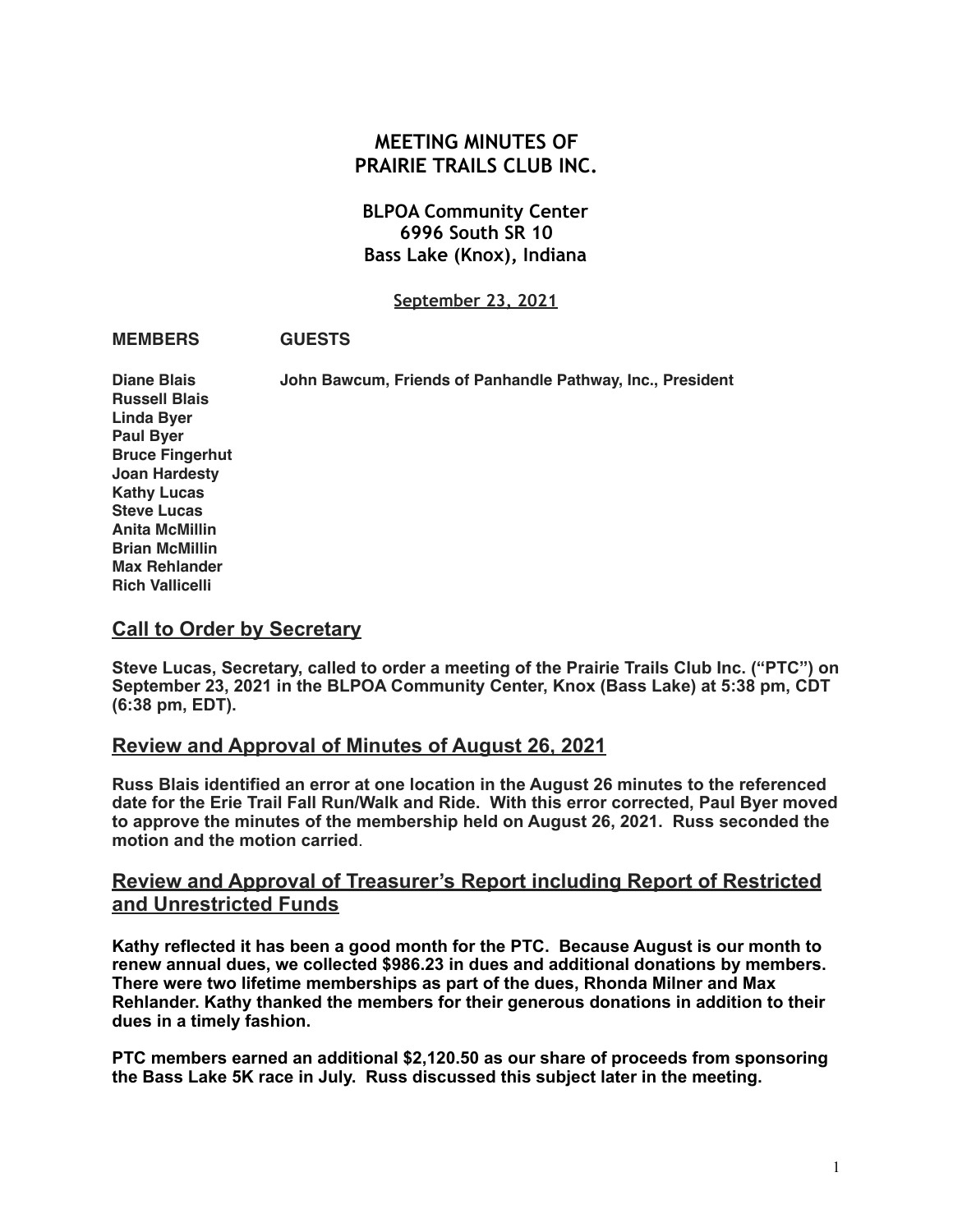# MEETING MINUTES OF PRAIRIE TRAILS CLUB INC.

**BLPOA Community Center**
**6996 South SR 10**
**Bass Lake (Knox), Indiana**

**September 23, 2021**

| MEMBERS | GUESTS |
|---|---|
| Diane Blais | John Bawcum, Friends of Panhandle Pathway, Inc., President |
| Russell Blais | |
| Linda Byer | |
| Paul Byer | |
| Bruce Fingerhut | |
| Joan Hardesty | |
| Kathy Lucas | |
| Steve Lucas | |
| Anita McMillin | |
| Brian McMillin | |
| Max Rehlander | |
| Rich Vallicelli | |

## Call to Order by Secretary

**Steve Lucas, Secretary, called to order a meeting of the Prairie Trails Club Inc. ("PTC") on September 23, 2021 in the BLPOA Community Center, Knox (Bass Lake) at 5:38 pm, CDT (6:38 pm, EDT).**

## Review and Approval of Minutes of August 26, 2021

**Russ Blais identified an error at one location in the August 26 minutes to the referenced date for the Erie Trail Fall Run/Walk and Ride. With this error corrected, Paul Byer moved to approve the minutes of the membership held on August 26, 2021. Russ seconded the motion and the motion carried**.

## Review and Approval of Treasurer's Report including Report of Restricted and Unrestricted Funds

**Kathy reflected it has been a good month for the PTC. Because August is our month to renew annual dues, we collected $986.23 in dues and additional donations by members. There were two lifetime memberships as part of the dues, Rhonda Milner and Max Rehlander. Kathy thanked the members for their generous donations in addition to their dues in a timely fashion.**

**PTC members earned an additional $2,120.50 as our share of proceeds from sponsoring the Bass Lake 5K race in July. Russ discussed this subject later in the meeting.**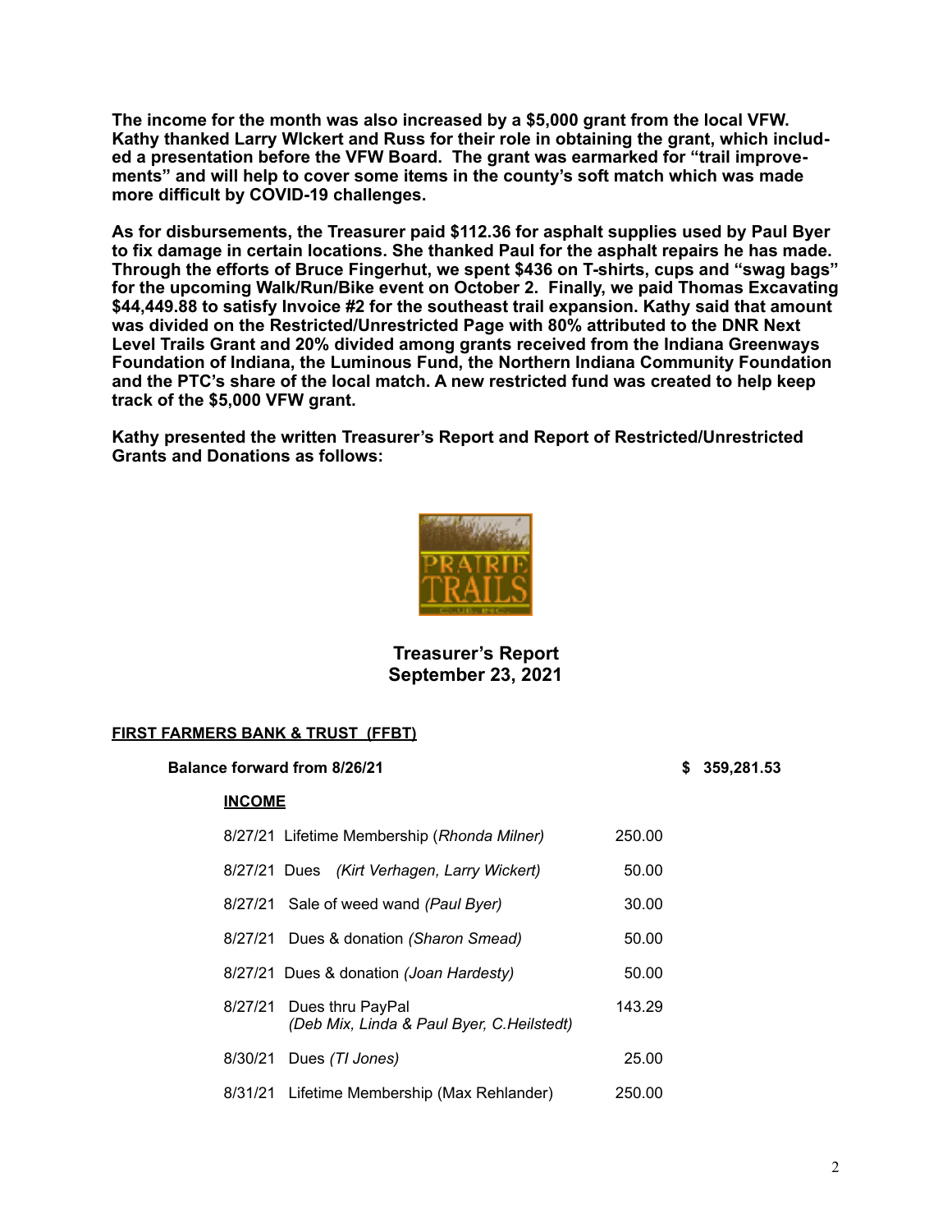**The income for the month was also increased by a $5,000 grant from the local VFW. Kathy thanked Larry WIckert and Russ for their role in obtaining the grant, which included a presentation before the VFW Board. The grant was earmarked for "trail improvements" and will help to cover some items in the county's soft match which was made more difficult by COVID-19 challenges.**

**As for disbursements, the Treasurer paid $112.36 for asphalt supplies used by Paul Byer to fix damage in certain locations. She thanked Paul for the asphalt repairs he has made. Through the efforts of Bruce Fingerhut, we spent $436 on T-shirts, cups and "swag bags" for the upcoming Walk/Run/Bike event on October 2. Finally, we paid Thomas Excavating $44,449.88 to satisfy Invoice #2 for the southeast trail expansion. Kathy said that amount was divided on the Restricted/Unrestricted Page with 80% attributed to the DNR Next Level Trails Grant and 20% divided among grants received from the Indiana Greenways Foundation of Indiana, the Luminous Fund, the Northern Indiana Community Foundation and the PTC's share of the local match. A new restricted fund was created to help keep track of the $5,000 VFW grant.**

**Kathy presented the written Treasurer's Report and Report of Restricted/Unrestricted Grants and Donations as follows:**

## Treasurer's Report
## September 23, 2021

**FIRST FARMERS BANK & TRUST (FFBT)**

| | | |
|---|---|---|
| **Balance forward from 8/26/21** | | **$ 359,281.53** |
| **INCOME** | | |
| 8/27/21 Lifetime Membership (*Rhonda Milner)* | 250.00 | |
| 8/27/21 Dues (*Kirt Verhagen, Larry Wickert)* | 50.00 | |
| 8/27/21 Sale of weed wand *(Paul Byer)* | 30.00 | |
| 8/27/21 Dues & donation *(Sharon Smead)* | 50.00 | |
| 8/27/21 Dues & donation *(Joan Hardesty)* | 50.00 | |
| 8/27/21 Dues thru PayPal *(Deb Mix, Linda & Paul Byer, C.Heilstedt)* | 143.29 | |
| 8/30/21 Dues *(TI Jones)* | 25.00 | |
| 8/31/21 Lifetime Membership (Max Rehlander) | 250.00 | |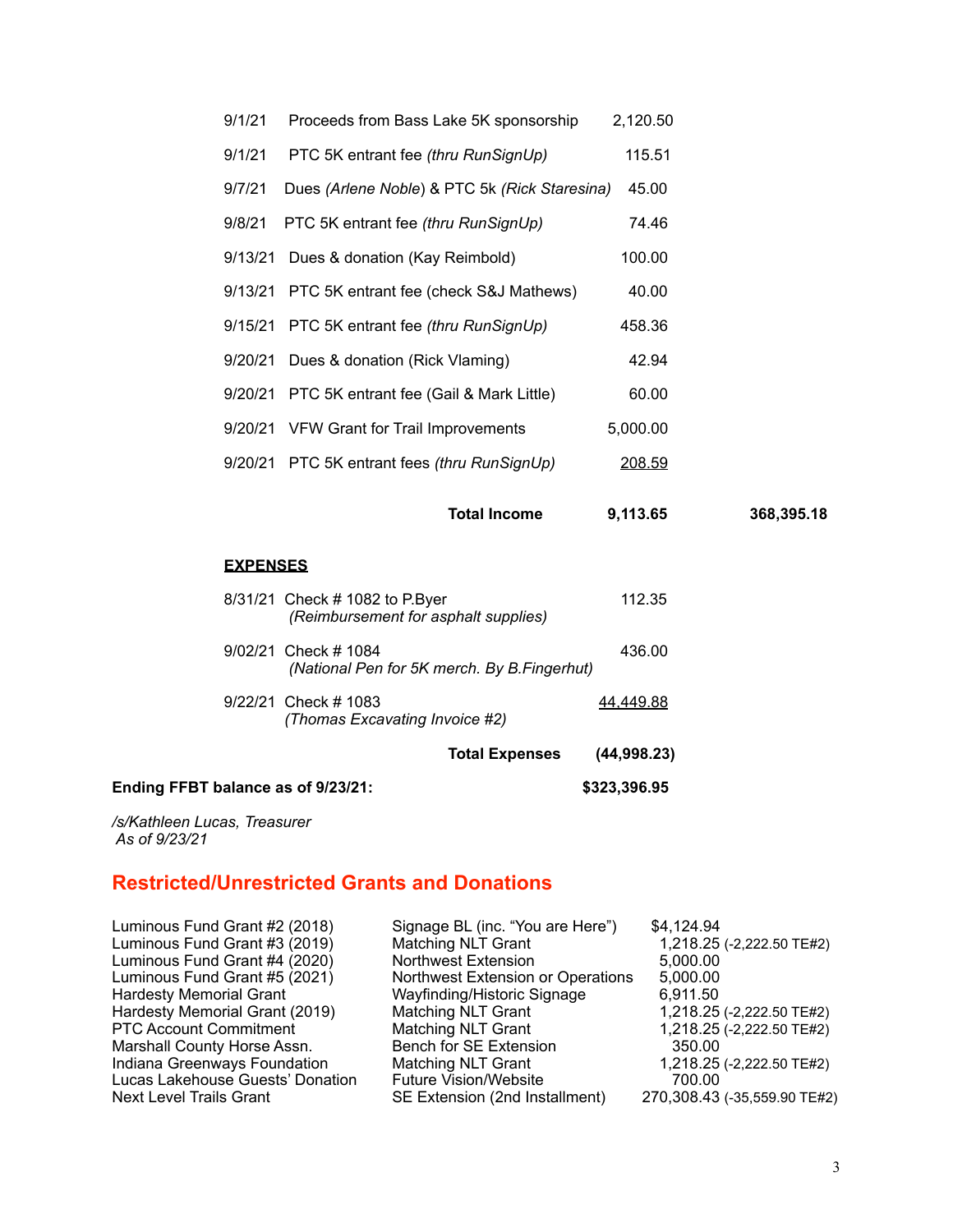| Date | Description | Amount | |
|---|---|---|---|
| 9/1/21 | Proceeds from Bass Lake 5K sponsorship | 2,120.50 | |
| 9/1/21 | PTC 5K entrant fee *(thru RunSignUp)* | 115.51 | |
| 9/7/21 | Dues *(Arlene Noble)* & PTC 5k *(Rick Staresina)* | 45.00 | |
| 9/8/21 | PTC 5K entrant fee *(thru RunSignUp)* | 74.46 | |
| 9/13/21 | Dues & donation (Kay Reimbold) | 100.00 | |
| 9/13/21 | PTC 5K entrant fee (check S&J Mathews) | 40.00 | |
| 9/15/21 | PTC 5K entrant fee *(thru RunSignUp)* | 458.36 | |
| 9/20/21 | Dues & donation (Rick Vlaming) | 42.94 | |
| 9/20/21 | PTC 5K entrant fee (Gail & Mark Little) | 60.00 | |
| 9/20/21 | VFW Grant for Trail Improvements | 5,000.00 | |
| 9/20/21 | PTC 5K entrant fees *(thru RunSignUp)* | 208.59 | |
| | **Total Income** | **9,113.65** | **368,395.18** |

**EXPENSES**

| Date | Description | Amount |
|---|---|---|
| 8/31/21 | Check # 1082 to P.Byer *(Reimbursement for asphalt supplies)* | 112.35 |
| 9/02/21 | Check # 1084 *(National Pen for 5K merch. By B.Fingerhut)* | 436.00 |
| 9/22/21 | Check # 1083 *(Thomas Excavating Invoice #2)* | 44,449.88 |
| | **Total Expenses** | **(44,998.23)** |

**Ending FFBT balance as of 9/23/21: $323,396.95**

*/s/Kathleen Lucas, Treasurer*
*As of 9/23/21*

## Restricted/Unrestricted Grants and Donations

| Grant/Donation | Purpose | Amount |
|---|---|---|
| Luminous Fund Grant #2 (2018) | Signage BL (inc. "You are Here") | $4,124.94 |
| Luminous Fund Grant #3 (2019) | Matching NLT Grant | 1,218.25 (-2,222.50 TE#2) |
| Luminous Fund Grant #4 (2020) | Northwest Extension | 5,000.00 |
| Luminous Fund Grant #5 (2021) | Northwest Extension or Operations | 5,000.00 |
| Hardesty Memorial Grant | Wayfinding/Historic Signage | 6,911.50 |
| Hardesty Memorial Grant (2019) | Matching NLT Grant | 1,218.25 (-2,222.50 TE#2) |
| PTC Account Commitment | Matching NLT Grant | 1,218.25 (-2,222.50 TE#2) |
| Marshall County Horse Assn. | Bench for SE Extension | 350.00 |
| Indiana Greenways Foundation | Matching NLT Grant | 1,218.25 (-2,222.50 TE#2) |
| Lucas Lakehouse Guests' Donation | Future Vision/Website | 700.00 |
| Next Level Trails Grant | SE Extension (2nd Installment) | 270,308.43 (-35,559.90 TE#2) |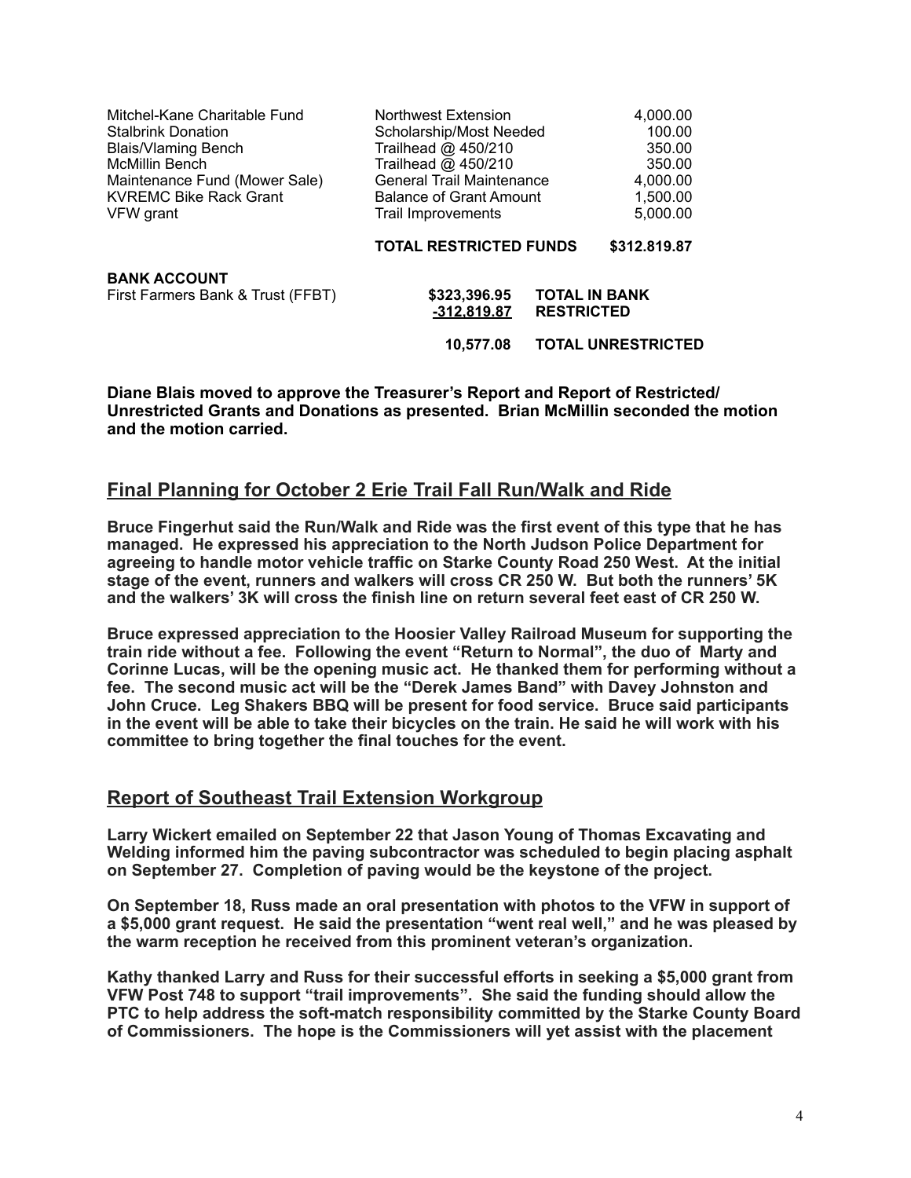| | | |
|---|---|---|
| Mitchel-Kane Charitable Fund | Northwest Extension | 4,000.00 |
| Stalbrink Donation | Scholarship/Most Needed | 100.00 |
| Blais/Vlaming Bench | Trailhead @ 450/210 | 350.00 |
| McMillin Bench | Trailhead @ 450/210 | 350.00 |
| Maintenance Fund (Mower Sale) | General Trail Maintenance | 4,000.00 |
| KVREMC Bike Rack Grant | Balance of Grant Amount | 1,500.00 |
| VFW grant | Trail Improvements | 5,000.00 |
| | **TOTAL RESTRICTED FUNDS** | **$312.819.87** |

**BANK ACCOUNT**

| | | |
|---|---|---|
| First Farmers Bank & Trust (FFBT) | **$323,396.95** | **TOTAL IN BANK** |
| | **-312,819.87** | **RESTRICTED** |
| | **10,577.08** | **TOTAL UNRESTRICTED** |

**Diane Blais moved to approve the Treasurer's Report and Report of Restricted/ Unrestricted Grants and Donations as presented. Brian McMillin seconded the motion and the motion carried.**

## Final Planning for October 2 Erie Trail Fall Run/Walk and Ride

**Bruce Fingerhut said the Run/Walk and Ride was the first event of this type that he has managed. He expressed his appreciation to the North Judson Police Department for agreeing to handle motor vehicle traffic on Starke County Road 250 West. At the initial stage of the event, runners and walkers will cross CR 250 W. But both the runners' 5K and the walkers' 3K will cross the finish line on return several feet east of CR 250 W.**

**Bruce expressed appreciation to the Hoosier Valley Railroad Museum for supporting the train ride without a fee. Following the event "Return to Normal", the duo of Marty and Corinne Lucas, will be the opening music act. He thanked them for performing without a fee. The second music act will be the "Derek James Band" with Davey Johnston and John Cruce. Leg Shakers BBQ will be present for food service. Bruce said participants in the event will be able to take their bicycles on the train. He said he will work with his committee to bring together the final touches for the event.**

## Report of Southeast Trail Extension Workgroup

**Larry Wickert emailed on September 22 that Jason Young of Thomas Excavating and Welding informed him the paving subcontractor was scheduled to begin placing asphalt on September 27. Completion of paving would be the keystone of the project.**

**On September 18, Russ made an oral presentation with photos to the VFW in support of a $5,000 grant request. He said the presentation "went real well," and he was pleased by the warm reception he received from this prominent veteran's organization.**

**Kathy thanked Larry and Russ for their successful efforts in seeking a $5,000 grant from VFW Post 748 to support "trail improvements". She said the funding should allow the PTC to help address the soft-match responsibility committed by the Starke County Board of Commissioners. The hope is the Commissioners will yet assist with the placement**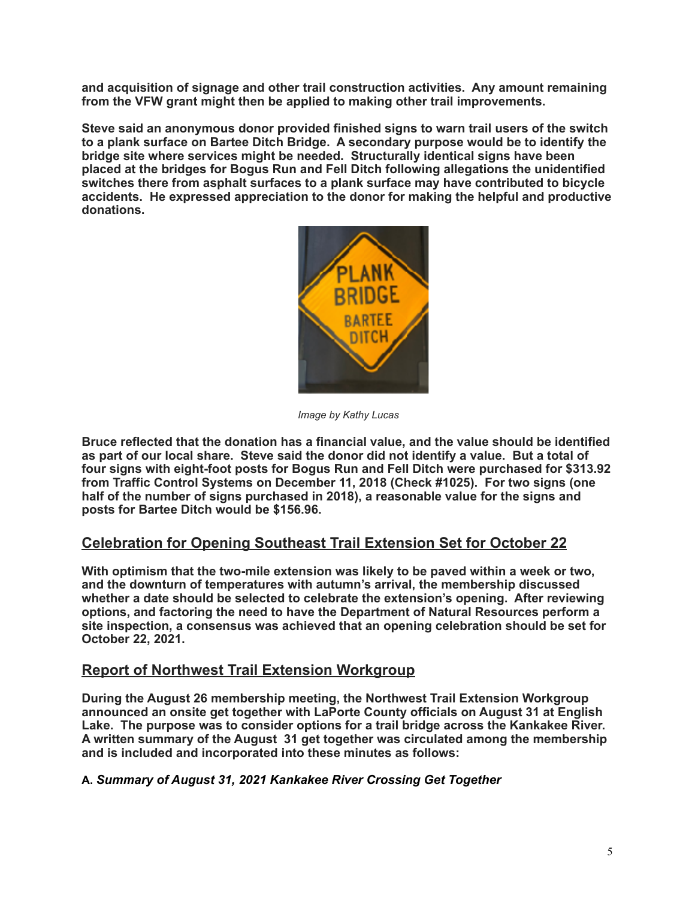**and acquisition of signage and other trail construction activities. Any amount remaining from the VFW grant might then be applied to making other trail improvements.**

**Steve said an anonymous donor provided finished signs to warn trail users of the switch to a plank surface on Bartee Ditch Bridge. A secondary purpose would be to identify the bridge site where services might be needed. Structurally identical signs have been placed at the bridges for Bogus Run and Fell Ditch following allegations the unidentified switches there from asphalt surfaces to a plank surface may have contributed to bicycle accidents. He expressed appreciation to the donor for making the helpful and productive donations.**

*Image by Kathy Lucas*

**Bruce reflected that the donation has a financial value, and the value should be identified as part of our local share. Steve said the donor did not identify a value. But a total of four signs with eight-foot posts for Bogus Run and Fell Ditch were purchased for $313.92 from Traffic Control Systems on December 11, 2018 (Check #1025). For two signs (one half of the number of signs purchased in 2018), a reasonable value for the signs and posts for Bartee Ditch would be $156.96.**

## Celebration for Opening Southeast Trail Extension Set for October 22

**With optimism that the two-mile extension was likely to be paved within a week or two, and the downturn of temperatures with autumn's arrival, the membership discussed whether a date should be selected to celebrate the extension's opening. After reviewing options, and factoring the need to have the Department of Natural Resources perform a site inspection, a consensus was achieved that an opening celebration should be set for October 22, 2021.**

## Report of Northwest Trail Extension Workgroup

**During the August 26 membership meeting, the Northwest Trail Extension Workgroup announced an onsite get together with LaPorte County officials on August 31 at English Lake. The purpose was to consider options for a trail bridge across the Kankakee River. A written summary of the August 31 get together was circulated among the membership and is included and incorporated into these minutes as follows:**

**A.** ***Summary of August 31, 2021 Kankakee River Crossing Get Together***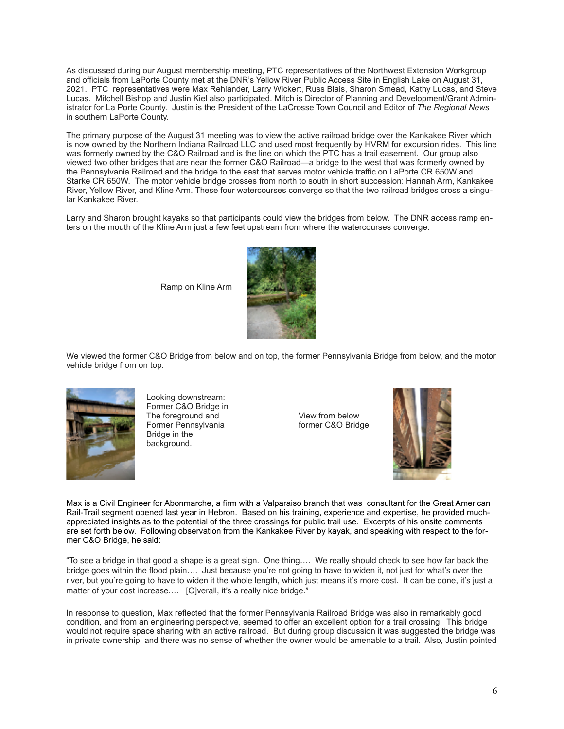As discussed during our August membership meeting, PTC representatives of the Northwest Extension Workgroup and officials from LaPorte County met at the DNR's Yellow River Public Access Site in English Lake on August 31, 2021. PTC representatives were Max Rehlander, Larry Wickert, Russ Blais, Sharon Smead, Kathy Lucas, and Steve Lucas. Mitchell Bishop and Justin Kiel also participated. Mitch is Director of Planning and Development/Grant Administrator for La Porte County. Justin is the President of the LaCrosse Town Council and Editor of *The Regional News* in southern LaPorte County.

The primary purpose of the August 31 meeting was to view the active railroad bridge over the Kankakee River which is now owned by the Northern Indiana Railroad LLC and used most frequently by HVRM for excursion rides. This line was formerly owned by the C&O Railroad and is the line on which the PTC has a trail easement. Our group also viewed two other bridges that are near the former C&O Railroad—a bridge to the west that was formerly owned by the Pennsylvania Railroad and the bridge to the east that serves motor vehicle traffic on LaPorte CR 650W and Starke CR 650W. The motor vehicle bridge crosses from north to south in short succession: Hannah Arm, Kankakee River, Yellow River, and Kline Arm. These four watercourses converge so that the two railroad bridges cross a singular Kankakee River.

Larry and Sharon brought kayaks so that participants could view the bridges from below. The DNR access ramp enters on the mouth of the Kline Arm just a few feet upstream from where the watercourses converge.

Ramp on Kline Arm

We viewed the former C&O Bridge from below and on top, the former Pennsylvania Bridge from below, and the motor vehicle bridge from on top.

Looking downstream: Former C&O Bridge in The foreground and Former Pennsylvania Bridge in the background.

View from below former C&O Bridge

Max is a Civil Engineer for Abonmarche, a firm with a Valparaiso branch that was consultant for the Great American Rail-Trail segment opened last year in Hebron. Based on his training, experience and expertise, he provided much-appreciated insights as to the potential of the three crossings for public trail use. Excerpts of his onsite comments are set forth below. Following observation from the Kankakee River by kayak, and speaking with respect to the former C&O Bridge, he said:

"To see a bridge in that good a shape is a great sign. One thing…. We really should check to see how far back the bridge goes within the flood plain…. Just because you're not going to have to widen it, not just for what's over the river, but you're going to have to widen it the whole length, which just means it's more cost. It can be done, it's just a matter of your cost increase.… [O]verall, it's a really nice bridge."

In response to question, Max reflected that the former Pennsylvania Railroad Bridge was also in remarkably good condition, and from an engineering perspective, seemed to offer an excellent option for a trail crossing. This bridge would not require space sharing with an active railroad. But during group discussion it was suggested the bridge was in private ownership, and there was no sense of whether the owner would be amenable to a trail. Also, Justin pointed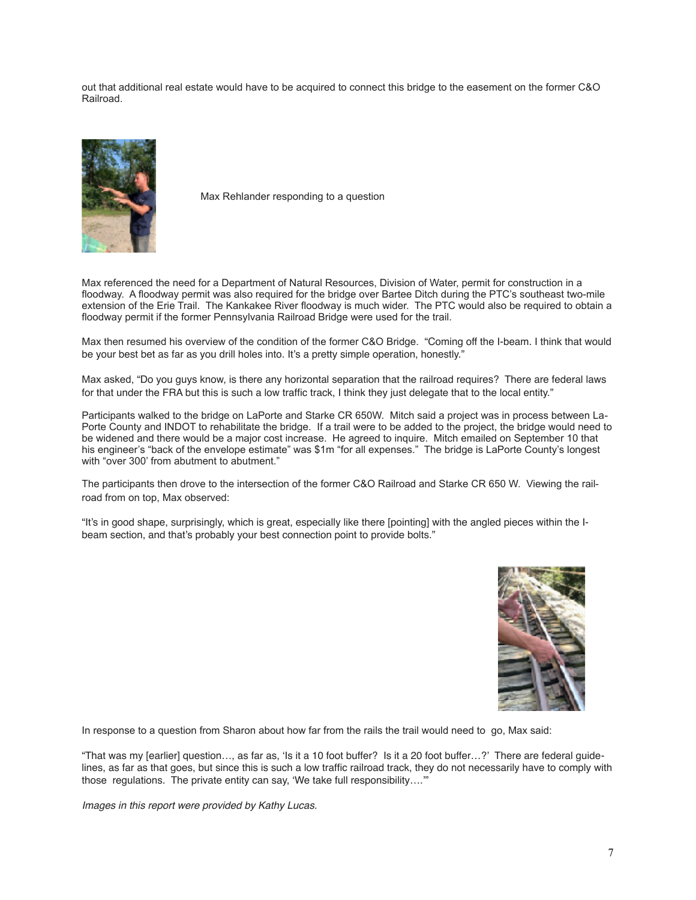out that additional real estate would have to be acquired to connect this bridge to the easement on the former C&O Railroad.

Max Rehlander responding to a question

Max referenced the need for a Department of Natural Resources, Division of Water, permit for construction in a floodway. A floodway permit was also required for the bridge over Bartee Ditch during the PTC's southeast two-mile extension of the Erie Trail. The Kankakee River floodway is much wider. The PTC would also be required to obtain a floodway permit if the former Pennsylvania Railroad Bridge were used for the trail.

Max then resumed his overview of the condition of the former C&O Bridge. "Coming off the I-beam. I think that would be your best bet as far as you drill holes into. It's a pretty simple operation, honestly."

Max asked, "Do you guys know, is there any horizontal separation that the railroad requires? There are federal laws for that under the FRA but this is such a low traffic track, I think they just delegate that to the local entity."

Participants walked to the bridge on LaPorte and Starke CR 650W. Mitch said a project was in process between LaPorte County and INDOT to rehabilitate the bridge. If a trail were to be added to the project, the bridge would need to be widened and there would be a major cost increase. He agreed to inquire. Mitch emailed on September 10 that his engineer's "back of the envelope estimate" was $1m "for all expenses." The bridge is LaPorte County's longest with "over 300' from abutment to abutment."

The participants then drove to the intersection of the former C&O Railroad and Starke CR 650 W. Viewing the railroad from on top, Max observed:

"It's in good shape, surprisingly, which is great, especially like there [pointing] with the angled pieces within the I-beam section, and that's probably your best connection point to provide bolts."

In response to a question from Sharon about how far from the rails the trail would need to go, Max said:

"That was my [earlier] question…, as far as, 'Is it a 10 foot buffer? Is it a 20 foot buffer…?' There are federal guidelines, as far as that goes, but since this is such a low traffic railroad track, they do not necessarily have to comply with those regulations. The private entity can say, 'We take full responsibility….'"

*Images in this report were provided by Kathy Lucas.*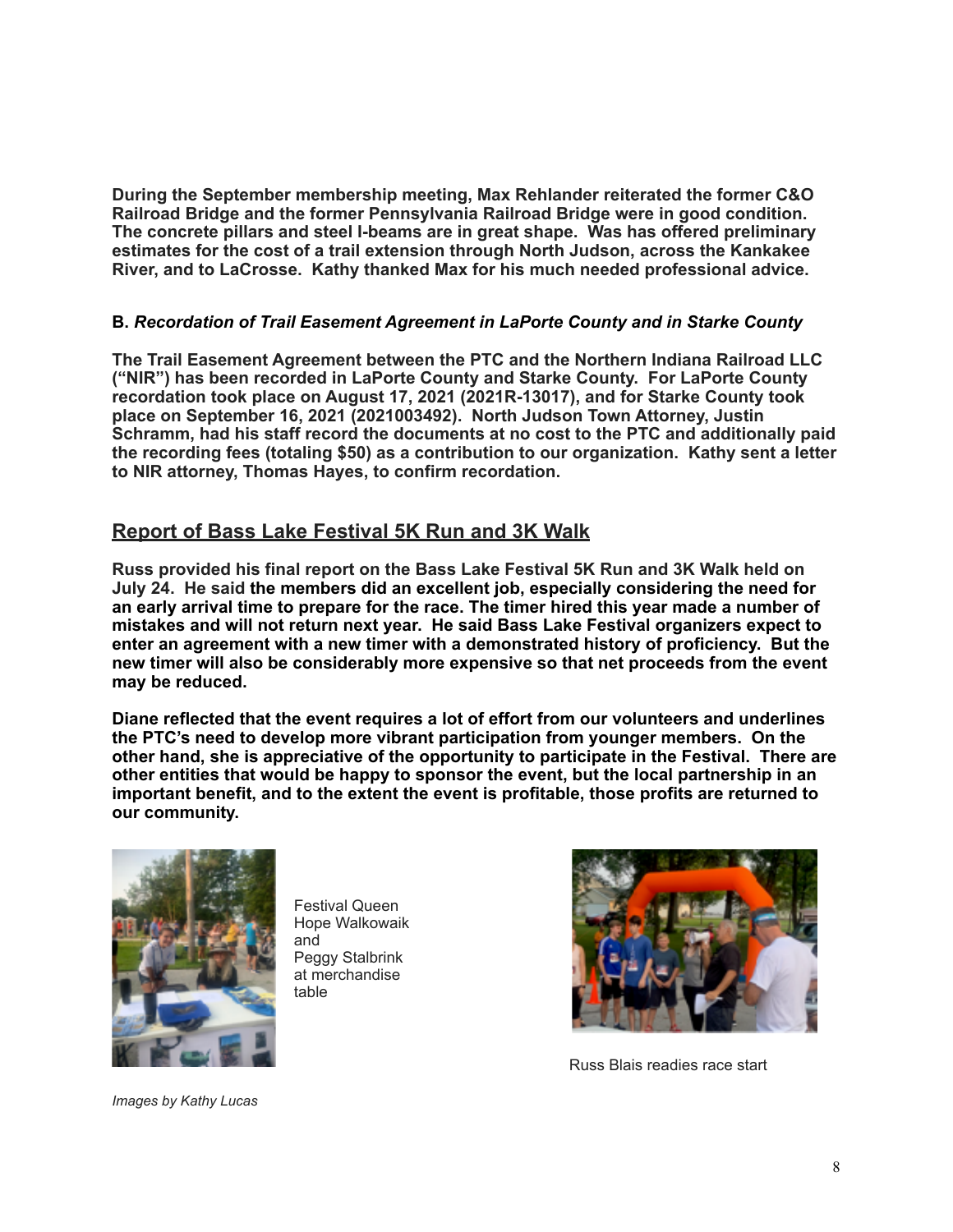**During the September membership meeting, Max Rehlander reiterated the former C&O Railroad Bridge and the former Pennsylvania Railroad Bridge were in good condition. The concrete pillars and steel I-beams are in great shape. Was has offered preliminary estimates for the cost of a trail extension through North Judson, across the Kankakee River, and to LaCrosse. Kathy thanked Max for his much needed professional advice.**

**B.** ***Recordation of Trail Easement Agreement in LaPorte County and in Starke County***

**The Trail Easement Agreement between the PTC and the Northern Indiana Railroad LLC ("NIR") has been recorded in LaPorte County and Starke County. For LaPorte County recordation took place on August 17, 2021 (2021R-13017), and for Starke County took place on September 16, 2021 (2021003492). North Judson Town Attorney, Justin Schramm, had his staff record the documents at no cost to the PTC and additionally paid the recording fees (totaling $50) as a contribution to our organization. Kathy sent a letter to NIR attorney, Thomas Hayes, to confirm recordation.**

## Report of Bass Lake Festival 5K Run and 3K Walk

**Russ provided his final report on the Bass Lake Festival 5K Run and 3K Walk held on July 24. He said the members did an excellent job, especially considering the need for an early arrival time to prepare for the race. The timer hired this year made a number of mistakes and will not return next year. He said Bass Lake Festival organizers expect to enter an agreement with a new timer with a demonstrated history of proficiency. But the new timer will also be considerably more expensive so that net proceeds from the event may be reduced.**

**Diane reflected that the event requires a lot of effort from our volunteers and underlines the PTC's need to develop more vibrant participation from younger members. On the other hand, she is appreciative of the opportunity to participate in the Festival. There are other entities that would be happy to sponsor the event, but the local partnership in an important benefit, and to the extent the event is profitable, those profits are returned to our community.**

Festival Queen Hope Walkowaik and Peggy Stalbrink at merchandise table

Russ Blais readies race start

*Images by Kathy Lucas*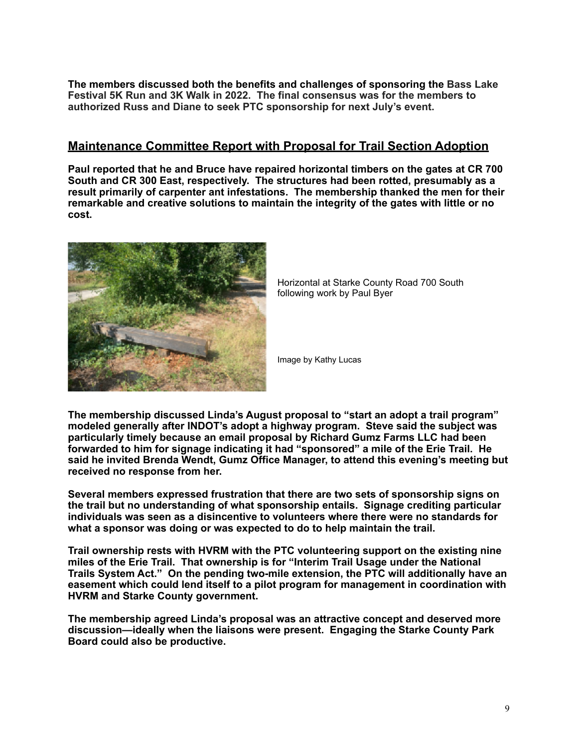**The members discussed both the benefits and challenges of sponsoring the Bass Lake Festival 5K Run and 3K Walk in 2022. The final consensus was for the members to authorized Russ and Diane to seek PTC sponsorship for next July's event.**

## Maintenance Committee Report with Proposal for Trail Section Adoption

**Paul reported that he and Bruce have repaired horizontal timbers on the gates at CR 700 South and CR 300 East, respectively. The structures had been rotted, presumably as a result primarily of carpenter ant infestations. The membership thanked the men for their remarkable and creative solutions to maintain the integrity of the gates with little or no cost.**

Horizontal at Starke County Road 700 South following work by Paul Byer

Image by Kathy Lucas

**The membership discussed Linda's August proposal to "start an adopt a trail program" modeled generally after INDOT's adopt a highway program. Steve said the subject was particularly timely because an email proposal by Richard Gumz Farms LLC had been forwarded to him for signage indicating it had "sponsored" a mile of the Erie Trail. He said he invited Brenda Wendt, Gumz Office Manager, to attend this evening's meeting but received no response from her.**

**Several members expressed frustration that there are two sets of sponsorship signs on the trail but no understanding of what sponsorship entails. Signage crediting particular individuals was seen as a disincentive to volunteers where there were no standards for what a sponsor was doing or was expected to do to help maintain the trail.**

**Trail ownership rests with HVRM with the PTC volunteering support on the existing nine miles of the Erie Trail. That ownership is for "Interim Trail Usage under the National Trails System Act." On the pending two-mile extension, the PTC will additionally have an easement which could lend itself to a pilot program for management in coordination with HVRM and Starke County government.**

**The membership agreed Linda's proposal was an attractive concept and deserved more discussion—ideally when the liaisons were present. Engaging the Starke County Park Board could also be productive.**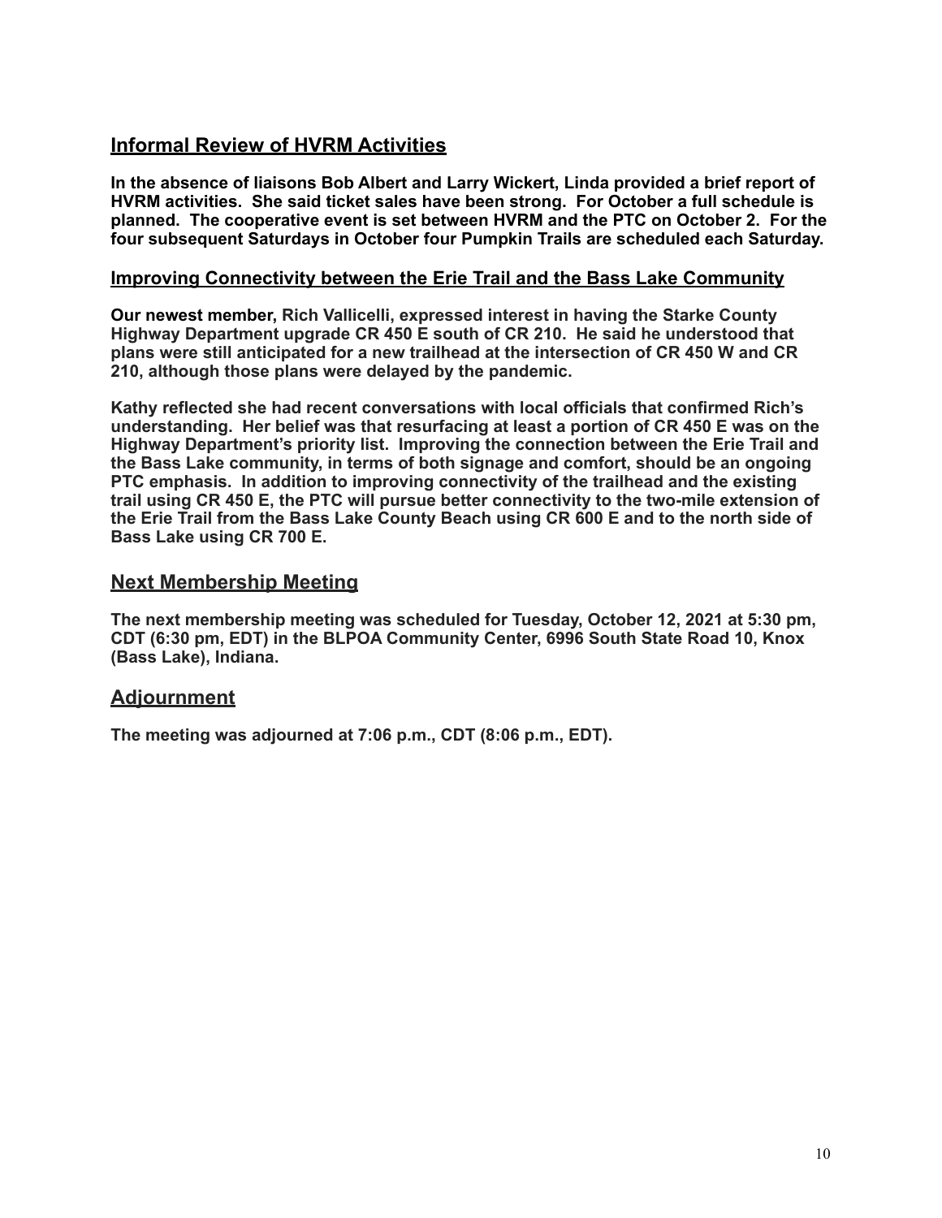## Informal Review of HVRM Activities

**In the absence of liaisons Bob Albert and Larry Wickert, Linda provided a brief report of HVRM activities. She said ticket sales have been strong. For October a full schedule is planned. The cooperative event is set between HVRM and the PTC on October 2. For the four subsequent Saturdays in October four Pumpkin Trails are scheduled each Saturday.**

### Improving Connectivity between the Erie Trail and the Bass Lake Community

**Our newest member, Rich Vallicelli, expressed interest in having the Starke County Highway Department upgrade CR 450 E south of CR 210. He said he understood that plans were still anticipated for a new trailhead at the intersection of CR 450 W and CR 210, although those plans were delayed by the pandemic.**

**Kathy reflected she had recent conversations with local officials that confirmed Rich's understanding. Her belief was that resurfacing at least a portion of CR 450 E was on the Highway Department's priority list. Improving the connection between the Erie Trail and the Bass Lake community, in terms of both signage and comfort, should be an ongoing PTC emphasis. In addition to improving connectivity of the trailhead and the existing trail using CR 450 E, the PTC will pursue better connectivity to the two-mile extension of the Erie Trail from the Bass Lake County Beach using CR 600 E and to the north side of Bass Lake using CR 700 E.**

## Next Membership Meeting

**The next membership meeting was scheduled for Tuesday, October 12, 2021 at 5:30 pm, CDT (6:30 pm, EDT) in the BLPOA Community Center, 6996 South State Road 10, Knox (Bass Lake), Indiana.**

## Adjournment

**The meeting was adjourned at 7:06 p.m., CDT (8:06 p.m., EDT).**